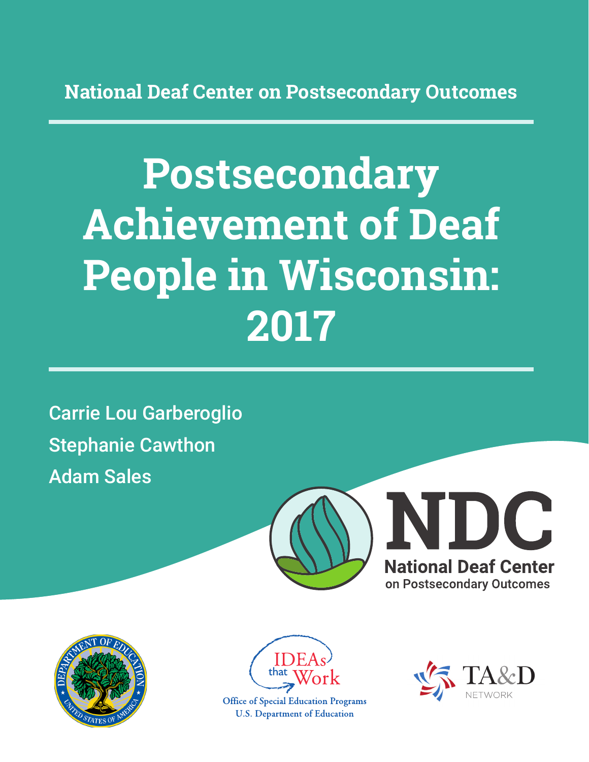National Deaf Center on Postsecondary Outcomes

# Postsecondary Achievement of Deaf People in Wisconsin: 2017

Carrie Lou Garberoglio

Stephanie Cawthon

Adam Sales

NDC

National Deaf Center on Postsecondary Outcomes

IDEAs that Work

Office of Special Education Programs
U.S. Department of Education

TA&D NETWORK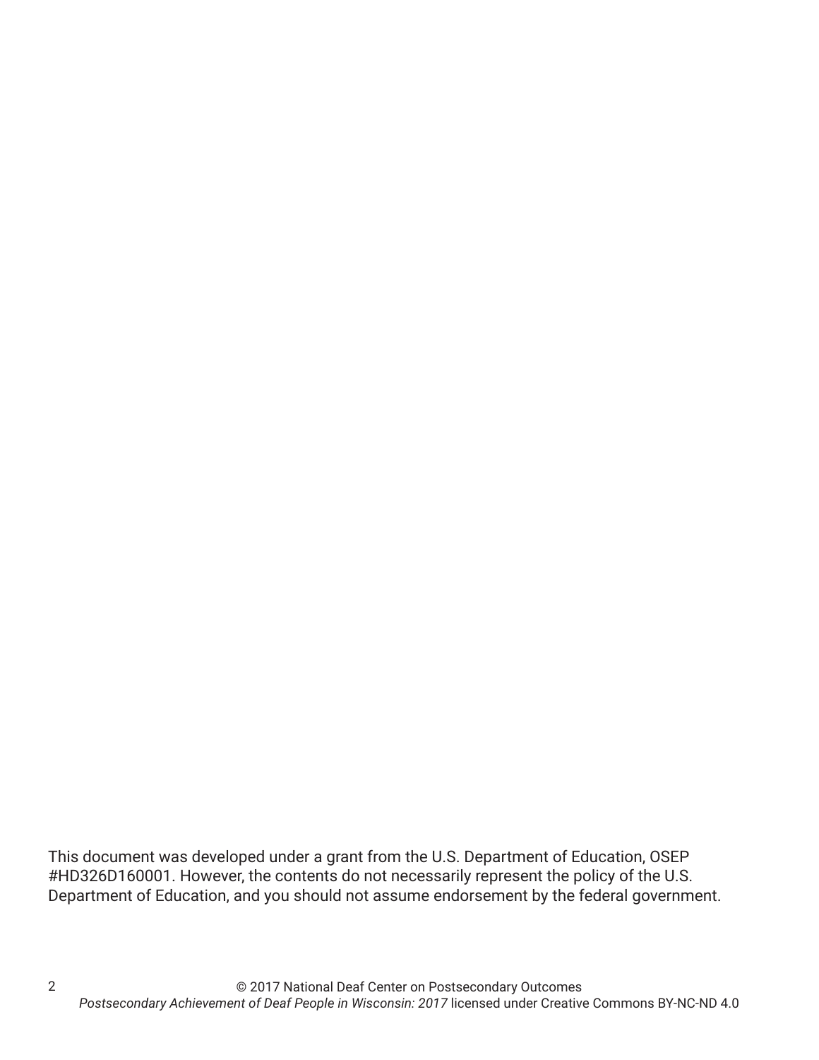This document was developed under a grant from the U.S. Department of Education, OSEP #HD326D160001. However, the contents do not necessarily represent the policy of the U.S. Department of Education, and you should not assume endorsement by the federal government.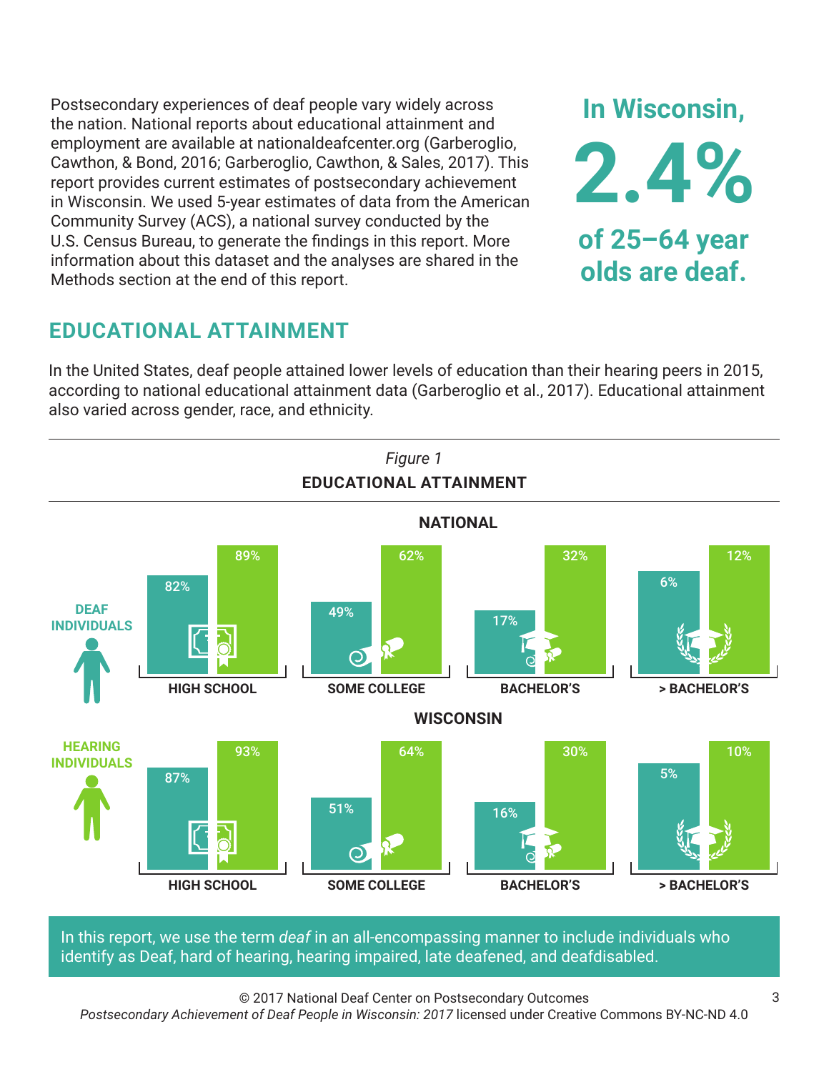Postsecondary experiences of deaf people vary widely across the nation. National reports about educational attainment and employment are available at nationaldeafcenter.org (Garberoglio, Cawthon, & Bond, 2016; Garberoglio, Cawthon, & Sales, 2017). This report provides current estimates of postsecondary achievement in Wisconsin. We used 5-year estimates of data from the American Community Survey (ACS), a national survey conducted by the U.S. Census Bureau, to generate the findings in this report. More information about this dataset and the analyses are shared in the Methods section at the end of this report.

**In Wisconsin, 2.4% of 25–64 year olds are deaf.**

## EDUCATIONAL ATTAINMENT

In the United States, deaf people attained lower levels of education than their hearing peers in 2015, according to national educational attainment data (Garberoglio et al., 2017). Educational attainment also varied across gender, race, and ethnicity.

*Figure 1*

**EDUCATIONAL ATTAINMENT**

**NATIONAL**

| | HIGH SCHOOL | SOME COLLEGE | BACHELOR'S | > BACHELOR'S |
|---|---|---|---|---|
| DEAF INDIVIDUALS | 82% | 49% | 17% | 6% |
| HEARING INDIVIDUALS | 89% | 62% | 32% | 12% |

**WISCONSIN**

| | HIGH SCHOOL | SOME COLLEGE | BACHELOR'S | > BACHELOR'S |
|---|---|---|---|---|
| DEAF INDIVIDUALS | 87% | 51% | 16% | 5% |
| HEARING INDIVIDUALS | 93% | 64% | 30% | 10% |

In this report, we use the term *deaf* in an all-encompassing manner to include individuals who identify as Deaf, hard of hearing, hearing impaired, late deafened, and deafdisabled.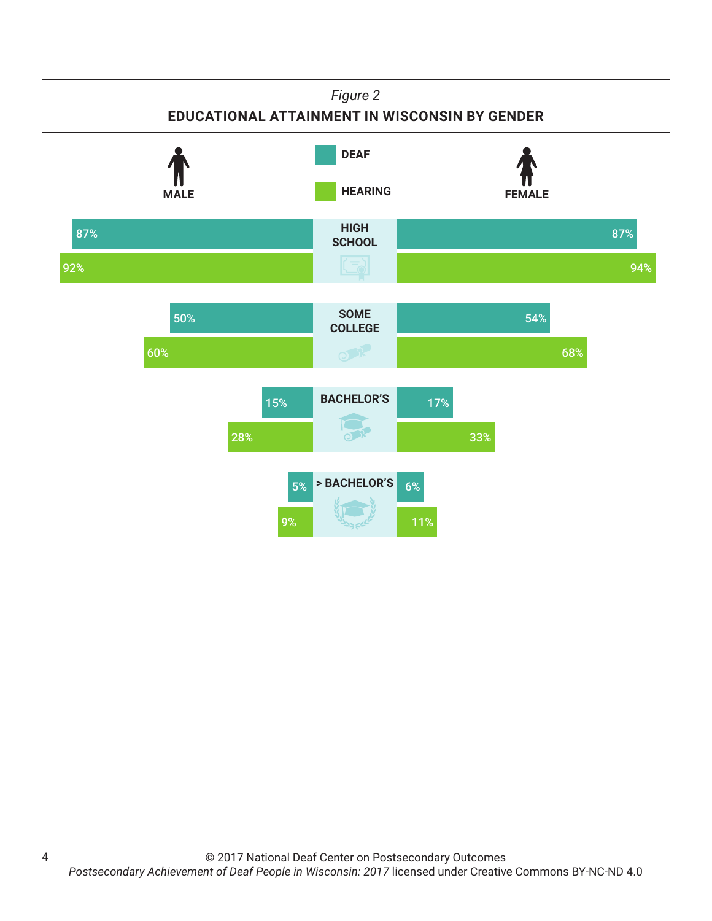*Figure 2*

**EDUCATIONAL ATTAINMENT IN WISCONSIN BY GENDER**

| Level | Male Deaf | Male Hearing | Female Deaf | Female Hearing |
| --- | --- | --- | --- | --- |
| HIGH SCHOOL | 87% | 92% | 87% | 94% |
| SOME COLLEGE | 50% | 60% | 54% | 68% |
| BACHELOR'S | 15% | 28% | 17% | 33% |
| > BACHELOR'S | 5% | 9% | 6% | 11% |

© 2017 National Deaf Center on Postsecondary Outcomes
*Postsecondary Achievement of Deaf People in Wisconsin: 2017* licensed under Creative Commons BY-NC-ND 4.0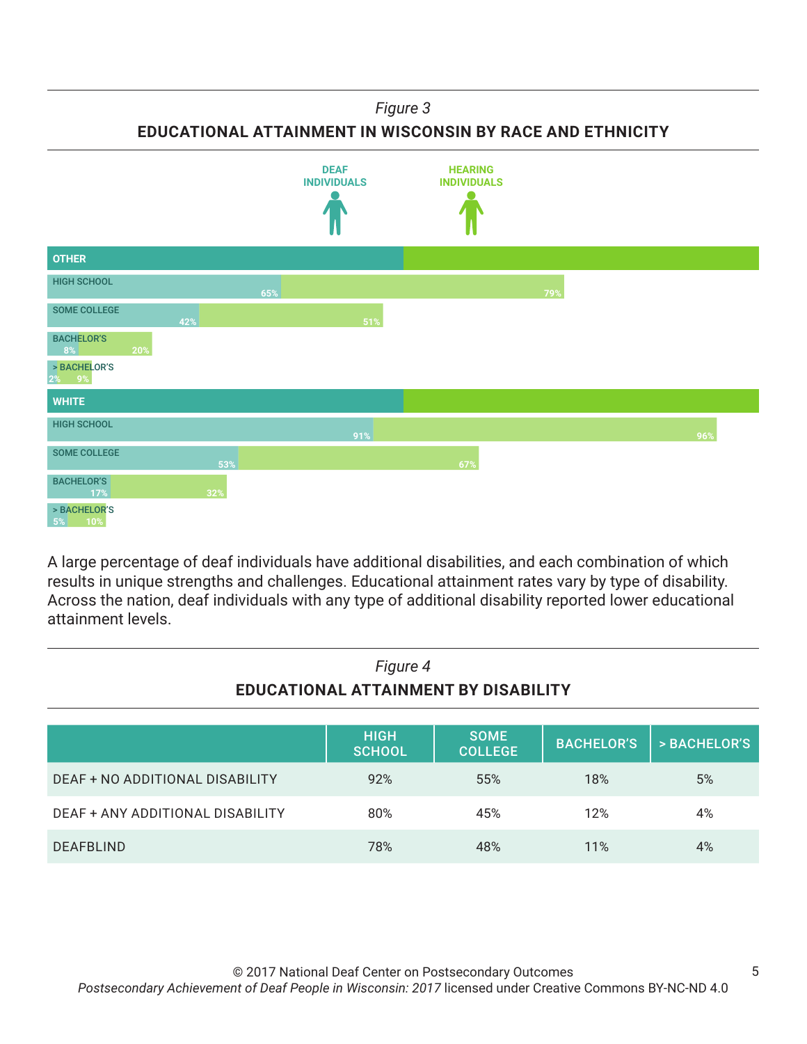*Figure 3*

**EDUCATIONAL ATTAINMENT IN WISCONSIN BY RACE AND ETHNICITY**

| | DEAF INDIVIDUALS | HEARING INDIVIDUALS |
|---|---|---|
| **OTHER** | | |
| HIGH SCHOOL | 65% | 79% |
| SOME COLLEGE | 42% | 51% |
| BACHELOR'S | 8% | 20% |
| > BACHELOR'S | 2% | 9% |
| **WHITE** | | |
| HIGH SCHOOL | 91% | 96% |
| SOME COLLEGE | 53% | 67% |
| BACHELOR'S | 17% | 32% |
| > BACHELOR'S | 5% | 10% |

A large percentage of deaf individuals have additional disabilities, and each combination of which results in unique strengths and challenges. Educational attainment rates vary by type of disability. Across the nation, deaf individuals with any type of additional disability reported lower educational attainment levels.

*Figure 4*

**EDUCATIONAL ATTAINMENT BY DISABILITY**

| | HIGH SCHOOL | SOME COLLEGE | BACHELOR'S | > BACHELOR'S |
|---|---|---|---|---|
| DEAF + NO ADDITIONAL DISABILITY | 92% | 55% | 18% | 5% |
| DEAF + ANY ADDITIONAL DISABILITY | 80% | 45% | 12% | 4% |
| DEAFBLIND | 78% | 48% | 11% | 4% |

© 2017 National Deaf Center on Postsecondary Outcomes
*Postsecondary Achievement of Deaf People in Wisconsin: 2017* licensed under Creative Commons BY-NC-ND 4.0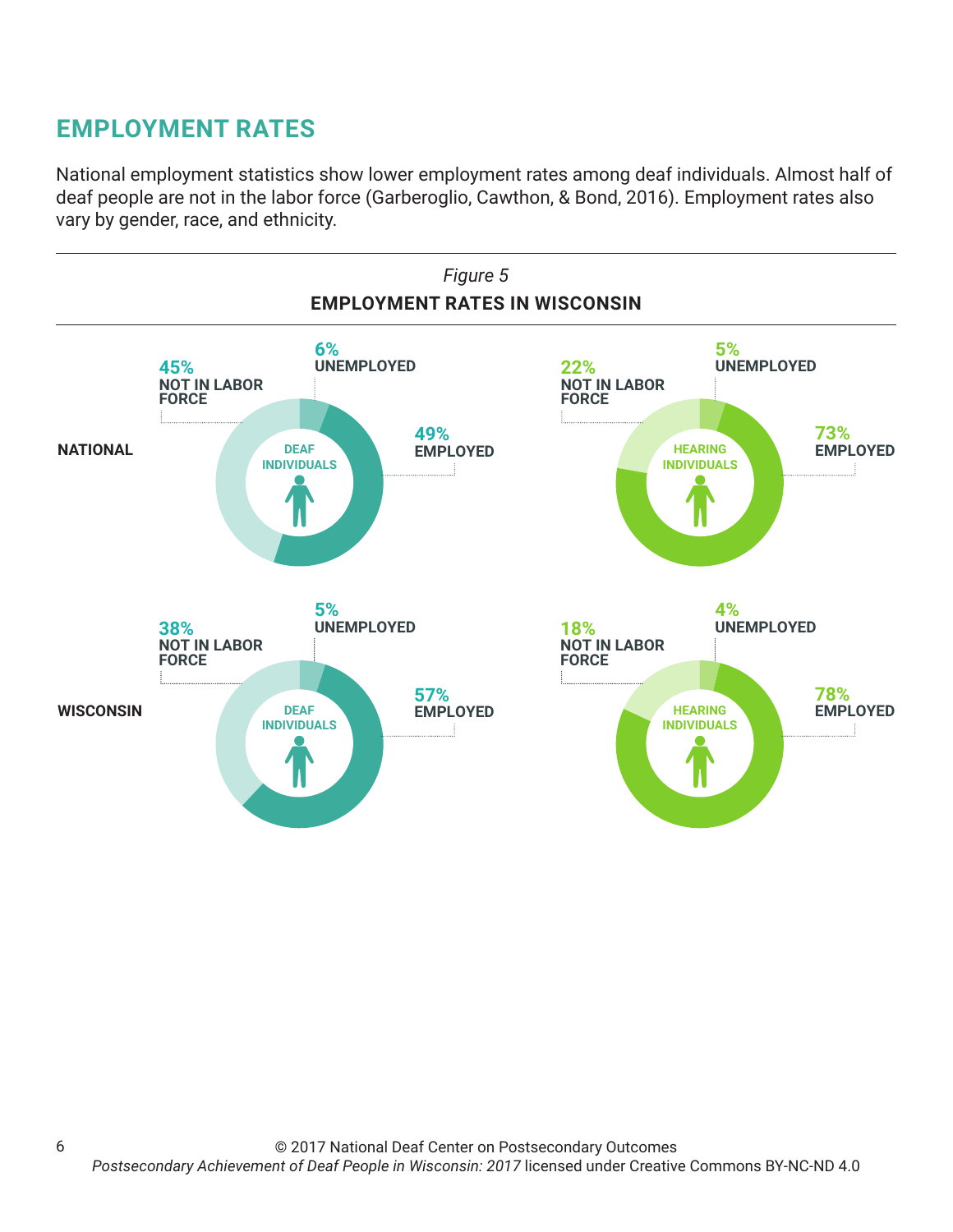## EMPLOYMENT RATES

National employment statistics show lower employment rates among deaf individuals. Almost half of deaf people are not in the labor force (Garberoglio, Cawthon, & Bond, 2016). Employment rates also vary by gender, race, and ethnicity.

*Figure 5*

**EMPLOYMENT RATES IN WISCONSIN**

| | Deaf Individuals | | | Hearing Individuals | | |
|---|---|---|---|---|---|---|
| | Employed | Unemployed | Not in Labor Force | Employed | Unemployed | Not in Labor Force |
| **NATIONAL** | 49% | 6% | 45% | 73% | 5% | 22% |
| **WISCONSIN** | 57% | 5% | 38% | 78% | 4% | 18% |

© 2017 National Deaf Center on Postsecondary Outcomes
*Postsecondary Achievement of Deaf People in Wisconsin: 2017* licensed under Creative Commons BY-NC-ND 4.0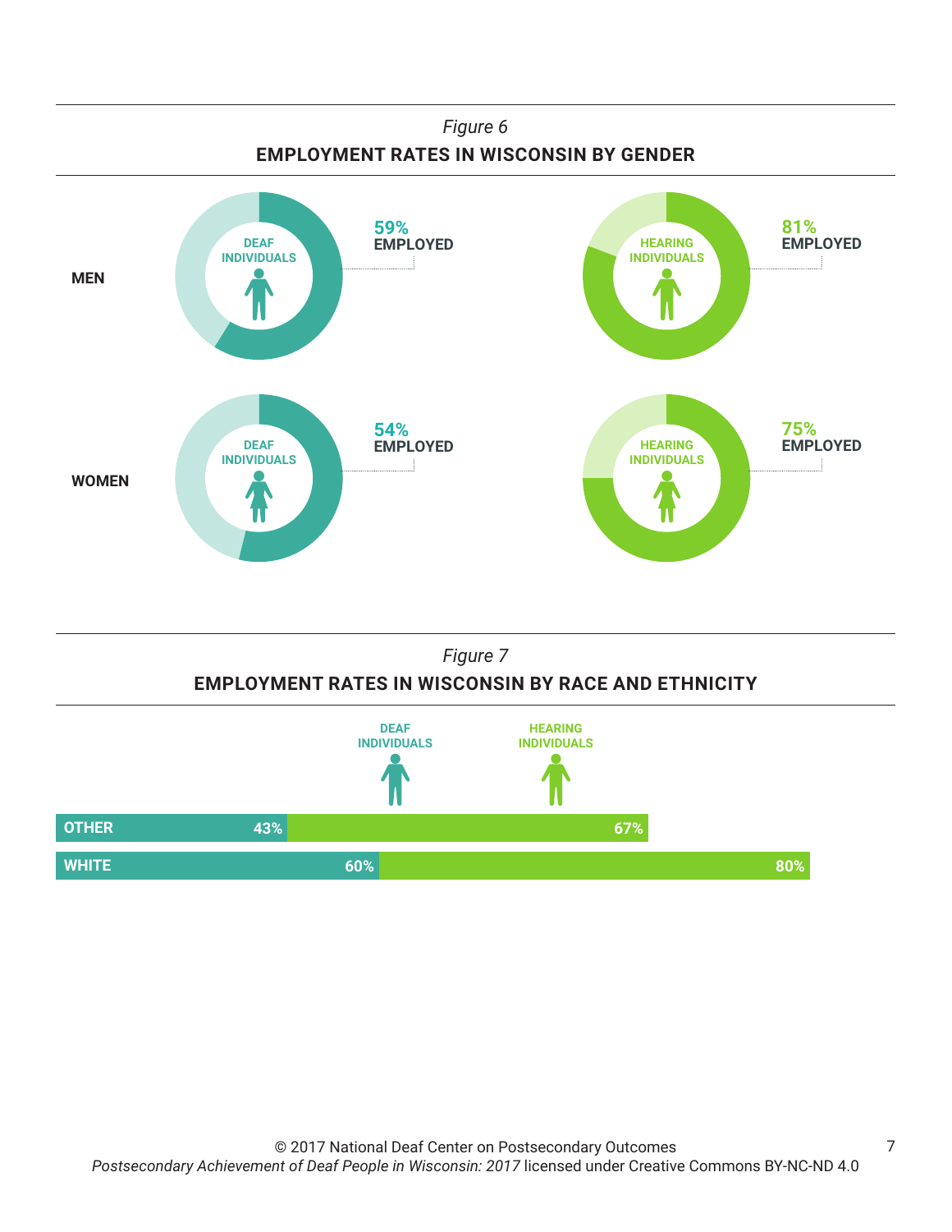*Figure 6*

**EMPLOYMENT RATES IN WISCONSIN BY GENDER**

| | DEAF INDIVIDUALS | HEARING INDIVIDUALS |
|---|---|---|
| MEN | 59% EMPLOYED | 81% EMPLOYED |
| WOMEN | 54% EMPLOYED | 75% EMPLOYED |

*Figure 7*

**EMPLOYMENT RATES IN WISCONSIN BY RACE AND ETHNICITY**

| | DEAF INDIVIDUALS | HEARING INDIVIDUALS |
|---|---|---|
| OTHER | 43% | 67% |
| WHITE | 60% | 80% |

© 2017 National Deaf Center on Postsecondary Outcomes
*Postsecondary Achievement of Deaf People in Wisconsin: 2017* licensed under Creative Commons BY-NC-ND 4.0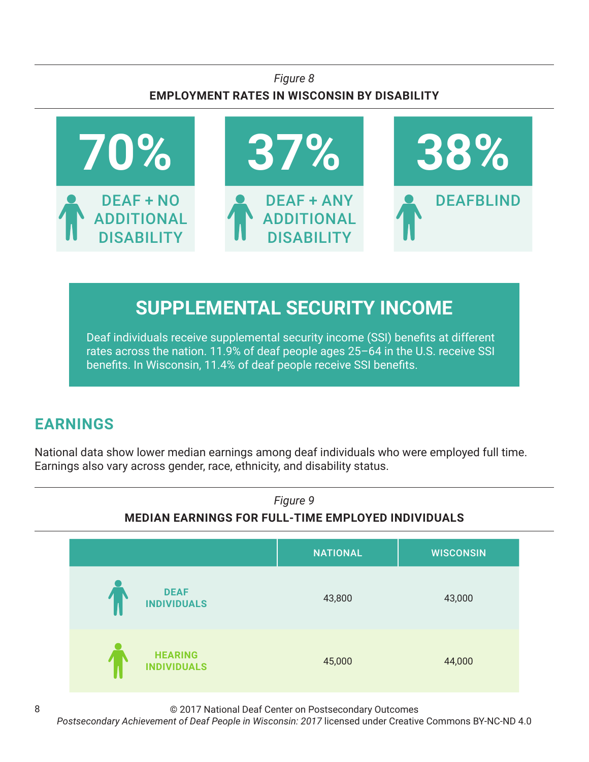*Figure 8*

**EMPLOYMENT RATES IN WISCONSIN BY DISABILITY**

| 70% | 37% | 38% |
|---|---|---|
| DEAF + NO ADDITIONAL DISABILITY | DEAF + ANY ADDITIONAL DISABILITY | DEAFBLIND |

## SUPPLEMENTAL SECURITY INCOME

Deaf individuals receive supplemental security income (SSI) benefits at different rates across the nation. 11.9% of deaf people ages 25–64 in the U.S. receive SSI benefits. In Wisconsin, 11.4% of deaf people receive SSI benefits.

## EARNINGS

National data show lower median earnings among deaf individuals who were employed full time. Earnings also vary across gender, race, ethnicity, and disability status.

*Figure 9*

**MEDIAN EARNINGS FOR FULL-TIME EMPLOYED INDIVIDUALS**

| | NATIONAL | WISCONSIN |
|---|---|---|
| DEAF INDIVIDUALS | 43,800 | 43,000 |
| HEARING INDIVIDUALS | 45,000 | 44,000 |

© 2017 National Deaf Center on Postsecondary Outcomes
*Postsecondary Achievement of Deaf People in Wisconsin: 2017* licensed under Creative Commons BY-NC-ND 4.0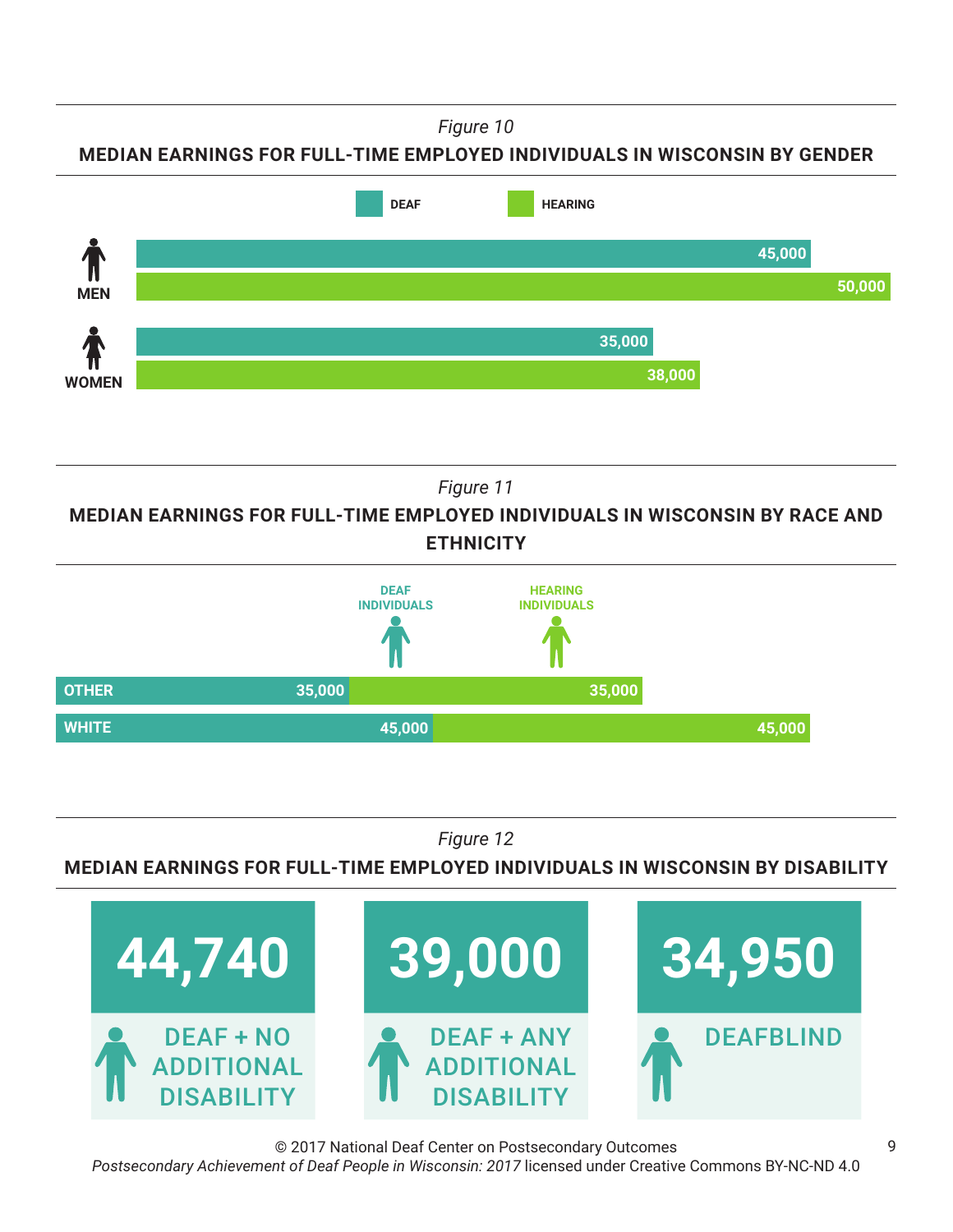*Figure 10*

**MEDIAN EARNINGS FOR FULL-TIME EMPLOYED INDIVIDUALS IN WISCONSIN BY GENDER**

| | DEAF | HEARING |
|---|---|---|
| MEN | 45,000 | 50,000 |
| WOMEN | 35,000 | 38,000 |

*Figure 11*

**MEDIAN EARNINGS FOR FULL-TIME EMPLOYED INDIVIDUALS IN WISCONSIN BY RACE AND ETHNICITY**

| | DEAF INDIVIDUALS | HEARING INDIVIDUALS |
|---|---|---|
| OTHER | 35,000 | 35,000 |
| WHITE | 45,000 | 45,000 |

*Figure 12*

**MEDIAN EARNINGS FOR FULL-TIME EMPLOYED INDIVIDUALS IN WISCONSIN BY DISABILITY**

| DEAF + NO ADDITIONAL DISABILITY | DEAF + ANY ADDITIONAL DISABILITY | DEAFBLIND |
|---|---|---|
| 44,740 | 39,000 | 34,950 |

© 2017 National Deaf Center on Postsecondary Outcomes
*Postsecondary Achievement of Deaf People in Wisconsin: 2017* licensed under Creative Commons BY-NC-ND 4.0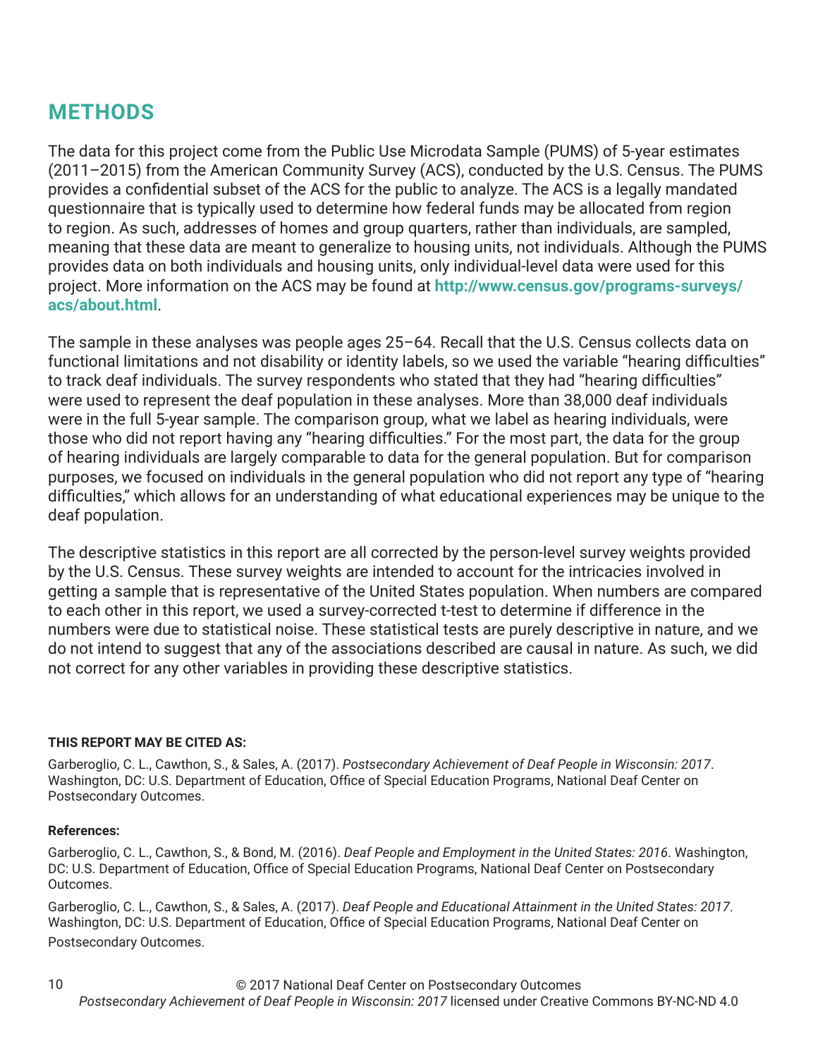## METHODS

The data for this project come from the Public Use Microdata Sample (PUMS) of 5-year estimates (2011–2015) from the American Community Survey (ACS), conducted by the U.S. Census. The PUMS provides a confidential subset of the ACS for the public to analyze. The ACS is a legally mandated questionnaire that is typically used to determine how federal funds may be allocated from region to region. As such, addresses of homes and group quarters, rather than individuals, are sampled, meaning that these data are meant to generalize to housing units, not individuals. Although the PUMS provides data on both individuals and housing units, only individual-level data were used for this project. More information on the ACS may be found at **http://www.census.gov/programs-surveys/acs/about.html**.

The sample in these analyses was people ages 25–64. Recall that the U.S. Census collects data on functional limitations and not disability or identity labels, so we used the variable "hearing difficulties" to track deaf individuals. The survey respondents who stated that they had "hearing difficulties" were used to represent the deaf population in these analyses. More than 38,000 deaf individuals were in the full 5-year sample. The comparison group, what we label as hearing individuals, were those who did not report having any "hearing difficulties." For the most part, the data for the group of hearing individuals are largely comparable to data for the general population. But for comparison purposes, we focused on individuals in the general population who did not report any type of "hearing difficulties," which allows for an understanding of what educational experiences may be unique to the deaf population.

The descriptive statistics in this report are all corrected by the person-level survey weights provided by the U.S. Census. These survey weights are intended to account for the intricacies involved in getting a sample that is representative of the United States population. When numbers are compared to each other in this report, we used a survey-corrected t-test to determine if difference in the numbers were due to statistical noise. These statistical tests are purely descriptive in nature, and we do not intend to suggest that any of the associations described are causal in nature. As such, we did not correct for any other variables in providing these descriptive statistics.

**THIS REPORT MAY BE CITED AS:**

Garberoglio, C. L., Cawthon, S., & Sales, A. (2017). *Postsecondary Achievement of Deaf People in Wisconsin: 2017*. Washington, DC: U.S. Department of Education, Office of Special Education Programs, National Deaf Center on Postsecondary Outcomes.

**References:**

Garberoglio, C. L., Cawthon, S., & Bond, M. (2016). *Deaf People and Employment in the United States: 2016*. Washington, DC: U.S. Department of Education, Office of Special Education Programs, National Deaf Center on Postsecondary Outcomes.

Garberoglio, C. L., Cawthon, S., & Sales, A. (2017). *Deaf People and Educational Attainment in the United States: 2017*. Washington, DC: U.S. Department of Education, Office of Special Education Programs, National Deaf Center on Postsecondary Outcomes.

© 2017 National Deaf Center on Postsecondary Outcomes
*Postsecondary Achievement of Deaf People in Wisconsin: 2017* licensed under Creative Commons BY-NC-ND 4.0